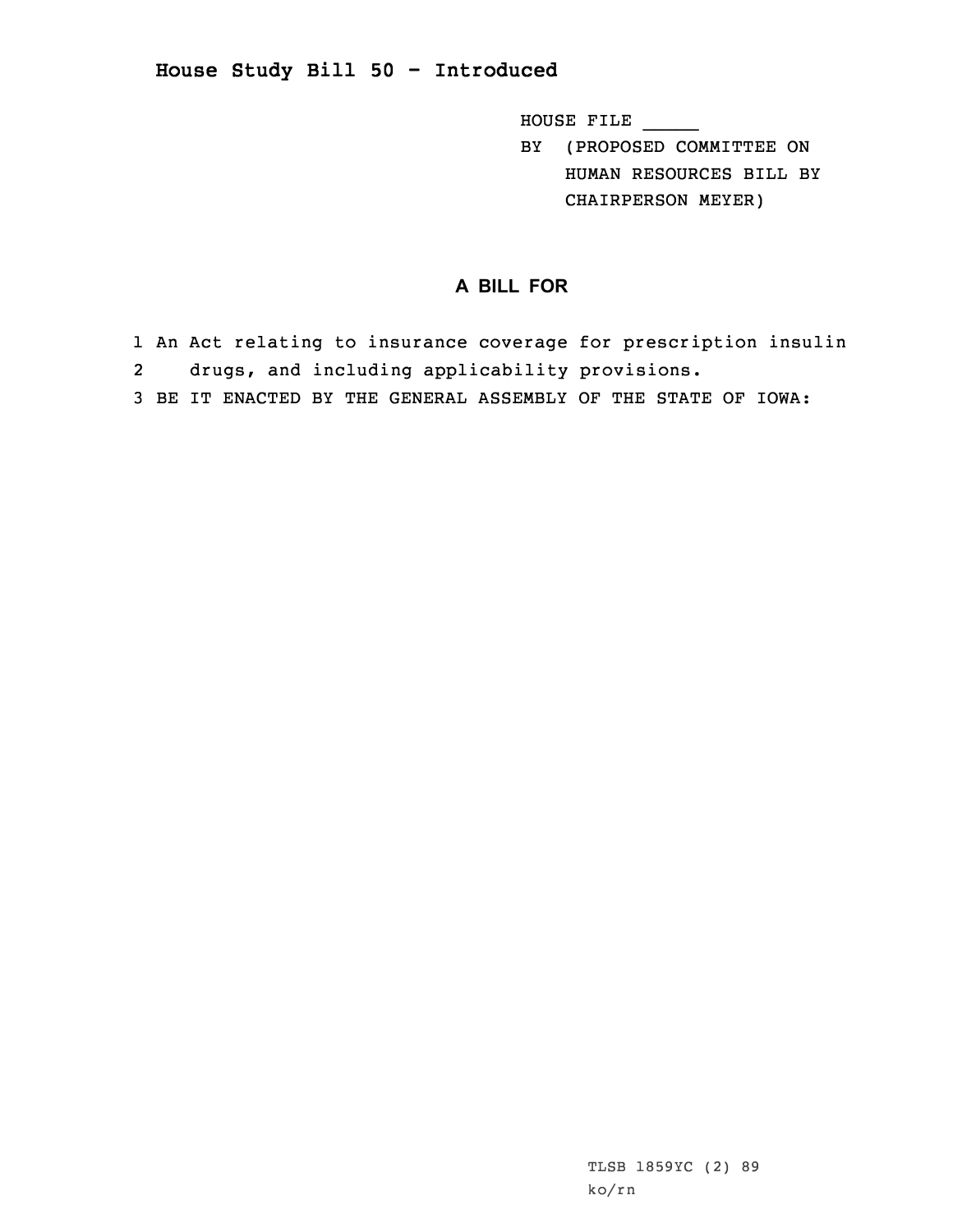## House Study Bill 50 - Introduced

HOUSE FILE _____
BY (PROPOSED COMMITTEE ON HUMAN RESOURCES BILL BY CHAIRPERSON MEYER)

### A BILL FOR

1 An Act relating to insurance coverage for prescription insulin
2 drugs, and including applicability provisions.
3 BE IT ENACTED BY THE GENERAL ASSEMBLY OF THE STATE OF IOWA:

TLSB 1859YC (2) 89
ko/rn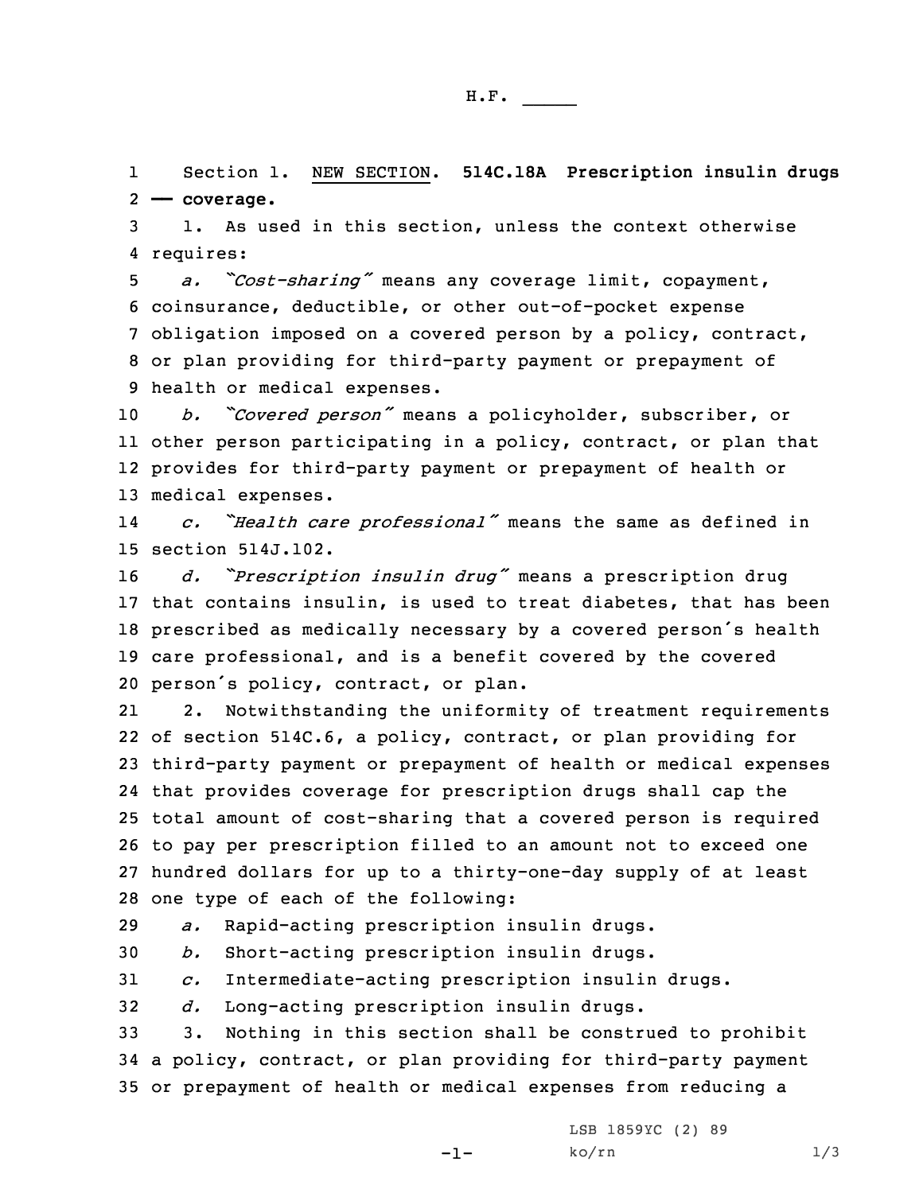H.F. _____

Section 1. NEW SECTION. **514C.18A Prescription insulin drugs — coverage.**

1. As used in this section, unless the context otherwise requires:

*a. "Cost-sharing"* means any coverage limit, copayment, coinsurance, deductible, or other out-of-pocket expense obligation imposed on a covered person by a policy, contract, or plan providing for third-party payment or prepayment of health or medical expenses.

*b. "Covered person"* means a policyholder, subscriber, or other person participating in a policy, contract, or plan that provides for third-party payment or prepayment of health or medical expenses.

*c. "Health care professional"* means the same as defined in section 514J.102.

*d. "Prescription insulin drug"* means a prescription drug that contains insulin, is used to treat diabetes, that has been prescribed as medically necessary by a covered person's health care professional, and is a benefit covered by the covered person's policy, contract, or plan.

2. Notwithstanding the uniformity of treatment requirements of section 514C.6, a policy, contract, or plan providing for third-party payment or prepayment of health or medical expenses that provides coverage for prescription drugs shall cap the total amount of cost-sharing that a covered person is required to pay per prescription filled to an amount not to exceed one hundred dollars for up to a thirty-one-day supply of at least one type of each of the following:

*a.* Rapid-acting prescription insulin drugs.

*b.* Short-acting prescription insulin drugs.

*c.* Intermediate-acting prescription insulin drugs.

*d.* Long-acting prescription insulin drugs.

3. Nothing in this section shall be construed to prohibit a policy, contract, or plan providing for third-party payment or prepayment of health or medical expenses from reducing a

LSB 1859YC (2) 89
ko/rn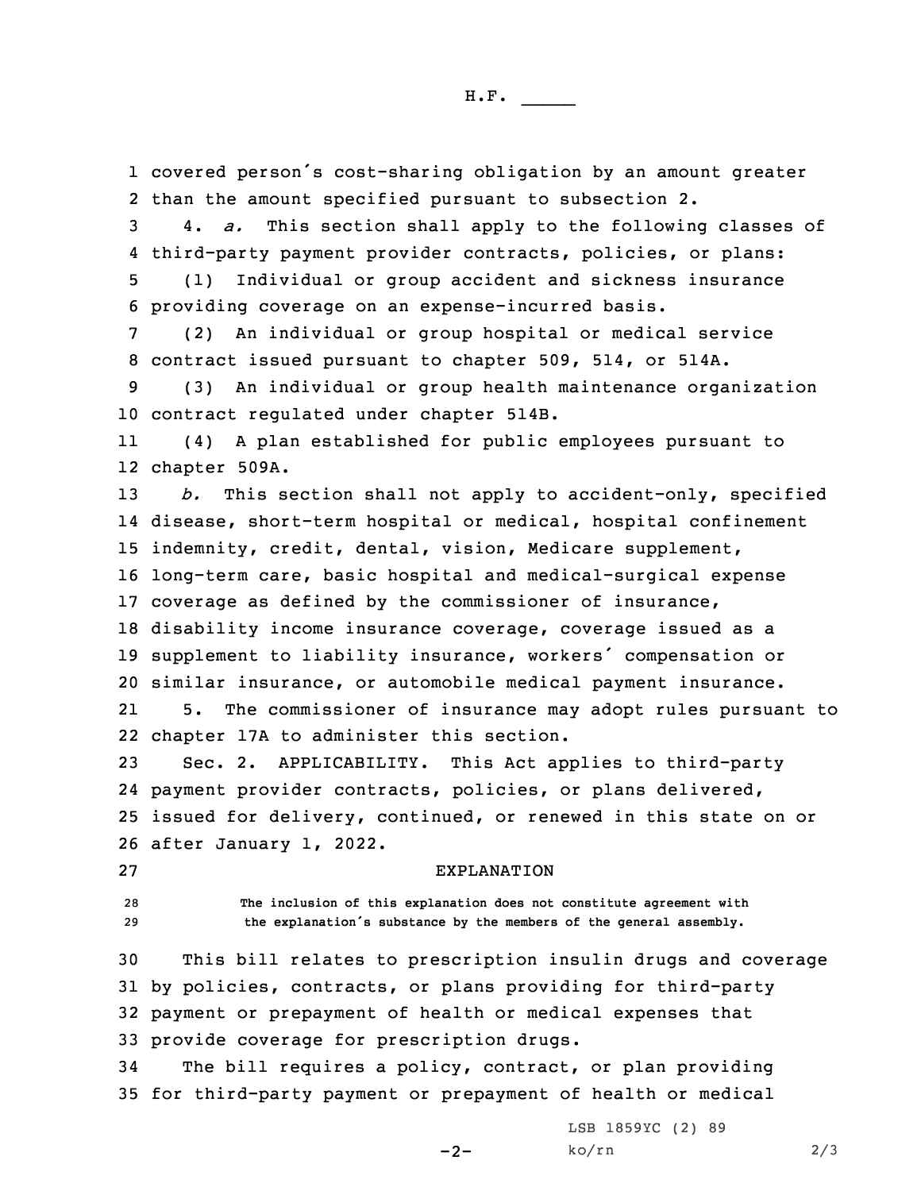covered person's cost-sharing obligation by an amount greater than the amount specified pursuant to subsection 2.

4. *a.* This section shall apply to the following classes of third-party payment provider contracts, policies, or plans:

(1) Individual or group accident and sickness insurance providing coverage on an expense-incurred basis.

(2) An individual or group hospital or medical service contract issued pursuant to chapter 509, 514, or 514A.

(3) An individual or group health maintenance organization contract regulated under chapter 514B.

(4) A plan established for public employees pursuant to chapter 509A.

*b.* This section shall not apply to accident-only, specified disease, short-term hospital or medical, hospital confinement indemnity, credit, dental, vision, Medicare supplement, long-term care, basic hospital and medical-surgical expense coverage as defined by the commissioner of insurance, disability income insurance coverage, coverage issued as a supplement to liability insurance, workers' compensation or similar insurance, or automobile medical payment insurance.

5. The commissioner of insurance may adopt rules pursuant to chapter 17A to administer this section.

Sec. 2. APPLICABILITY. This Act applies to third-party payment provider contracts, policies, or plans delivered, issued for delivery, continued, or renewed in this state on or after January 1, 2022.

EXPLANATION

The inclusion of this explanation does not constitute agreement with the explanation's substance by the members of the general assembly.

This bill relates to prescription insulin drugs and coverage by policies, contracts, or plans providing for third-party payment or prepayment of health or medical expenses that provide coverage for prescription drugs.

The bill requires a policy, contract, or plan providing for third-party payment or prepayment of health or medical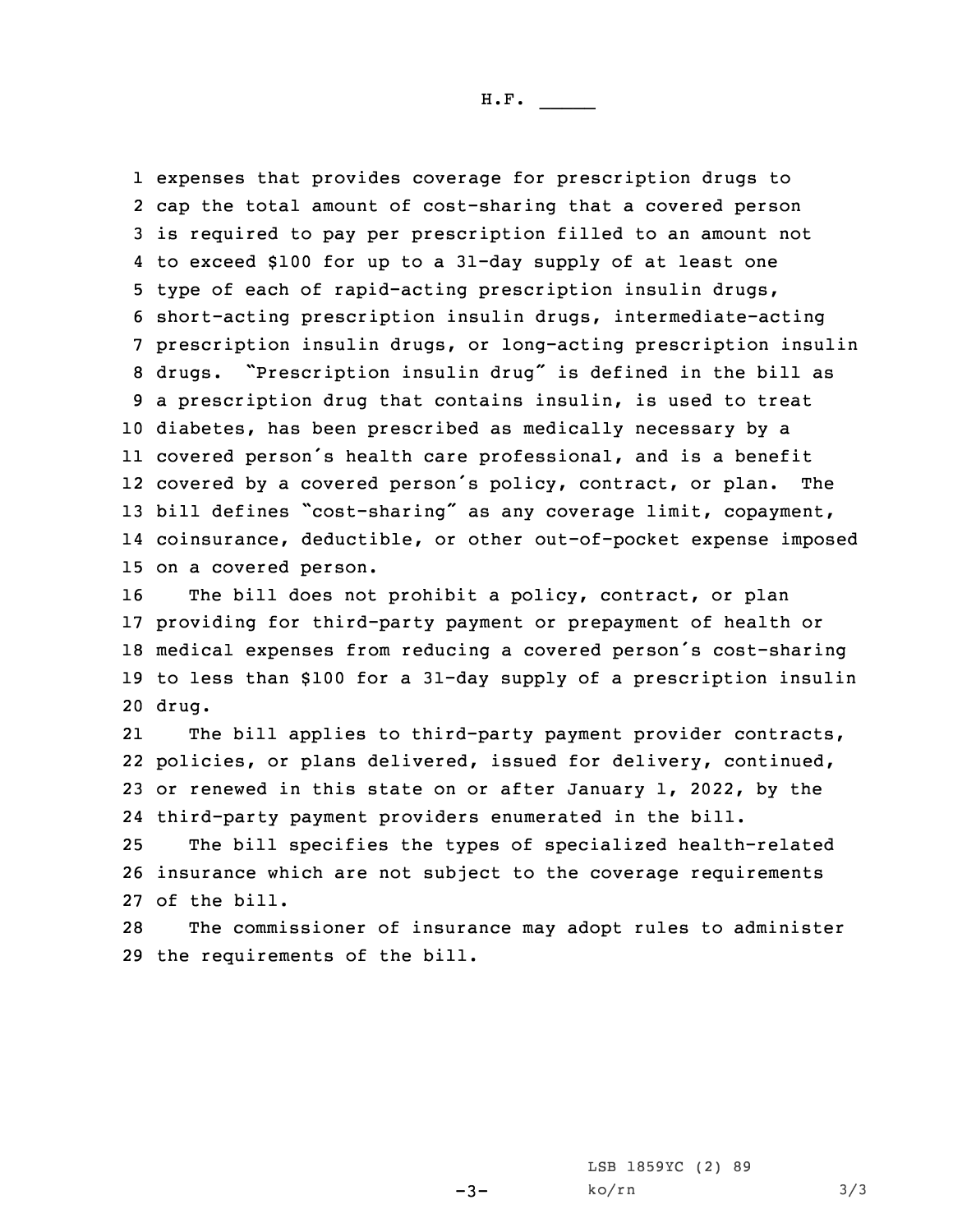expenses that provides coverage for prescription drugs to cap the total amount of cost-sharing that a covered person is required to pay per prescription filled to an amount not to exceed $100 for up to a 31-day supply of at least one type of each of rapid-acting prescription insulin drugs, short-acting prescription insulin drugs, intermediate-acting prescription insulin drugs, or long-acting prescription insulin drugs. "Prescription insulin drug" is defined in the bill as a prescription drug that contains insulin, is used to treat diabetes, has been prescribed as medically necessary by a covered person's health care professional, and is a benefit covered by a covered person's policy, contract, or plan. The bill defines "cost-sharing" as any coverage limit, copayment, coinsurance, deductible, or other out-of-pocket expense imposed on a covered person.

The bill does not prohibit a policy, contract, or plan providing for third-party payment or prepayment of health or medical expenses from reducing a covered person's cost-sharing to less than $100 for a 31-day supply of a prescription insulin drug.

The bill applies to third-party payment provider contracts, policies, or plans delivered, issued for delivery, continued, or renewed in this state on or after January 1, 2022, by the third-party payment providers enumerated in the bill.

The bill specifies the types of specialized health-related insurance which are not subject to the coverage requirements of the bill.

The commissioner of insurance may adopt rules to administer the requirements of the bill.